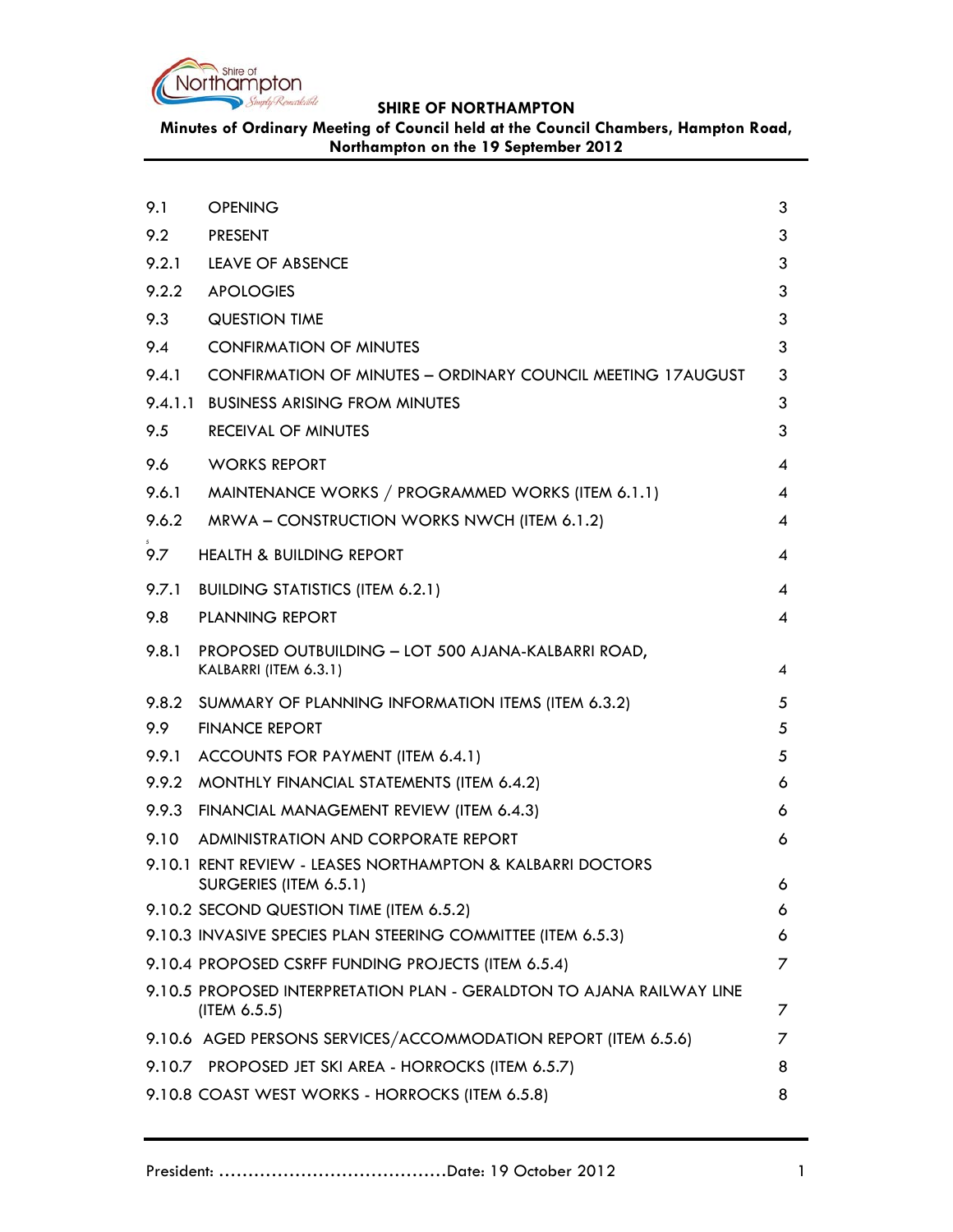**SHIRE OF NORTHAMPTON**

**Minutes of Ordinary Meeting of Council held at the Council Chambers, Hampton Road, Northampton on the 19 September 2012**

| | | |
|---|---|---|
| 9.1 | OPENING | 3 |
| 9.2 | PRESENT | 3 |
| 9.2.1 | LEAVE OF ABSENCE | 3 |
| 9.2.2 | APOLOGIES | 3 |
| 9.3 | QUESTION TIME | 3 |
| 9.4 | CONFIRMATION OF MINUTES | 3 |
| 9.4.1 | CONFIRMATION OF MINUTES – ORDINARY COUNCIL MEETING 17AUGUST | 3 |
| 9.4.1.1 | BUSINESS ARISING FROM MINUTES | 3 |
| 9.5 | RECEIVAL OF MINUTES | 3 |
| 9.6 | WORKS REPORT | 4 |
| 9.6.1 | MAINTENANCE WORKS / PROGRAMMED WORKS (ITEM 6.1.1) | 4 |
| 9.6.2 | MRWA – CONSTRUCTION WORKS NWCH (ITEM 6.1.2) | 4 |
| 9.7 | HEALTH & BUILDING REPORT | 4 |
| 9.7.1 | BUILDING STATISTICS (ITEM 6.2.1) | 4 |
| 9.8 | PLANNING REPORT | 4 |
| 9.8.1 | PROPOSED OUTBUILDING – LOT 500 AJANA-KALBARRI ROAD, KALBARRI (ITEM 6.3.1) | 4 |
| 9.8.2 | SUMMARY OF PLANNING INFORMATION ITEMS (ITEM 6.3.2) | 5 |
| 9.9 | FINANCE REPORT | 5 |
| 9.9.1 | ACCOUNTS FOR PAYMENT (ITEM 6.4.1) | 5 |
| 9.9.2 | MONTHLY FINANCIAL STATEMENTS (ITEM 6.4.2) | 6 |
| 9.9.3 | FINANCIAL MANAGEMENT REVIEW (ITEM 6.4.3) | 6 |
| 9.10 | ADMINISTRATION AND CORPORATE REPORT | 6 |
| 9.10.1 | RENT REVIEW - LEASES NORTHAMPTON & KALBARRI DOCTORS SURGERIES (ITEM 6.5.1) | 6 |
| 9.10.2 | SECOND QUESTION TIME (ITEM 6.5.2) | 6 |
| 9.10.3 | INVASIVE SPECIES PLAN STEERING COMMITTEE (ITEM 6.5.3) | 6 |
| 9.10.4 | PROPOSED CSRFF FUNDING PROJECTS (ITEM 6.5.4) | 7 |
| 9.10.5 | PROPOSED INTERPRETATION PLAN - GERALDTON TO AJANA RAILWAY LINE (ITEM 6.5.5) | 7 |
| 9.10.6 | AGED PERSONS SERVICES/ACCOMMODATION REPORT (ITEM 6.5.6) | 7 |
| 9.10.7 | PROPOSED JET SKI AREA - HORROCKS (ITEM 6.5.7) | 8 |
| 9.10.8 | COAST WEST WORKS - HORROCKS (ITEM 6.5.8) | 8 |

President: ......................................Date: 19 October 2012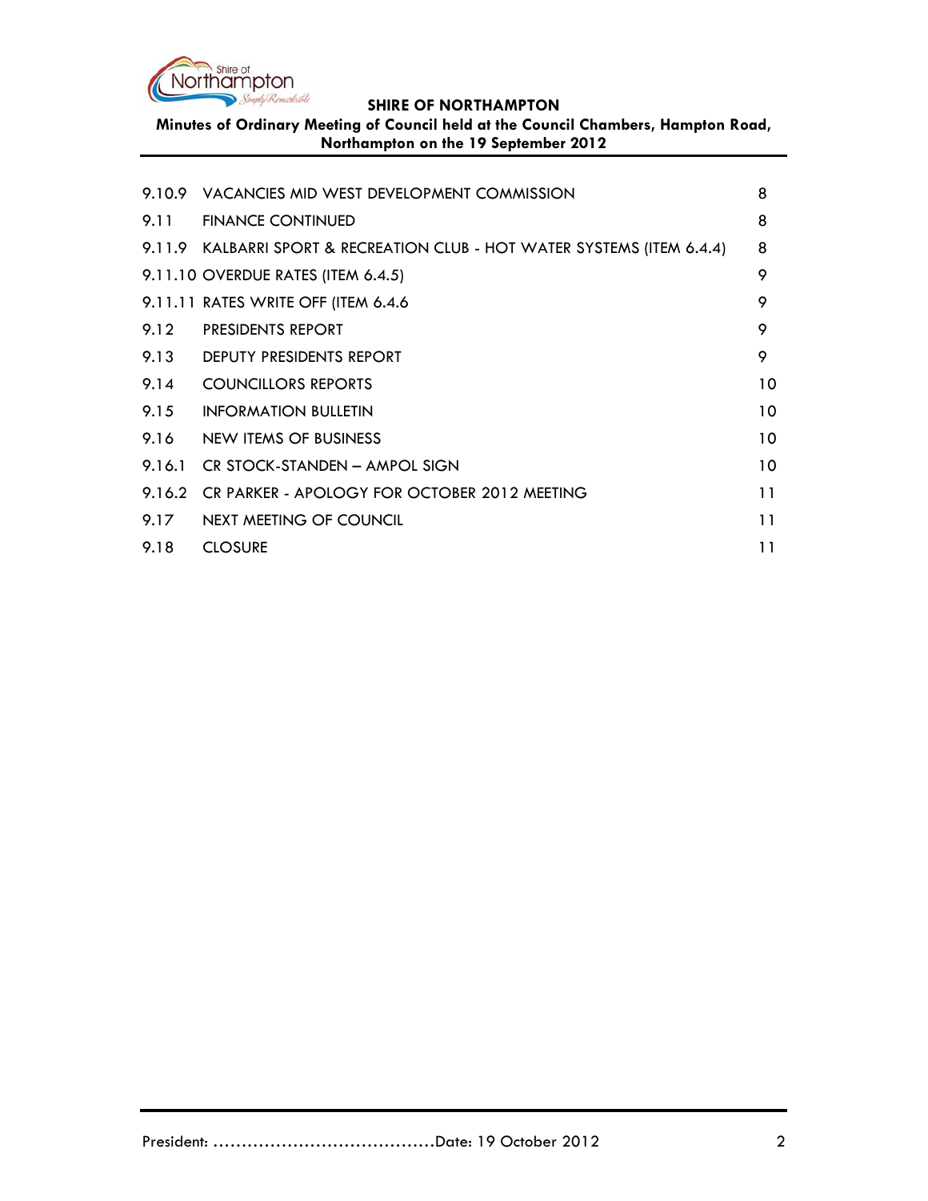| | | |
|---|---|---|
| 9.10.9 | VACANCIES MID WEST DEVELOPMENT COMMISSION | 8 |
| 9.11 | FINANCE CONTINUED | 8 |
| 9.11.9 | KALBARRI SPORT & RECREATION CLUB - HOT WATER SYSTEMS (ITEM 6.4.4) | 8 |
| 9.11.10 | OVERDUE RATES (ITEM 6.4.5) | 9 |
| 9.11.11 | RATES WRITE OFF (ITEM 6.4.6 | 9 |
| 9.12 | PRESIDENTS REPORT | 9 |
| 9.13 | DEPUTY PRESIDENTS REPORT | 9 |
| 9.14 | COUNCILLORS REPORTS | 10 |
| 9.15 | INFORMATION BULLETIN | 10 |
| 9.16 | NEW ITEMS OF BUSINESS | 10 |
| 9.16.1 | CR STOCK-STANDEN – AMPOL SIGN | 10 |
| 9.16.2 | CR PARKER - APOLOGY FOR OCTOBER 2012 MEETING | 11 |
| 9.17 | NEXT MEETING OF COUNCIL | 11 |
| 9.18 | CLOSURE | 11 |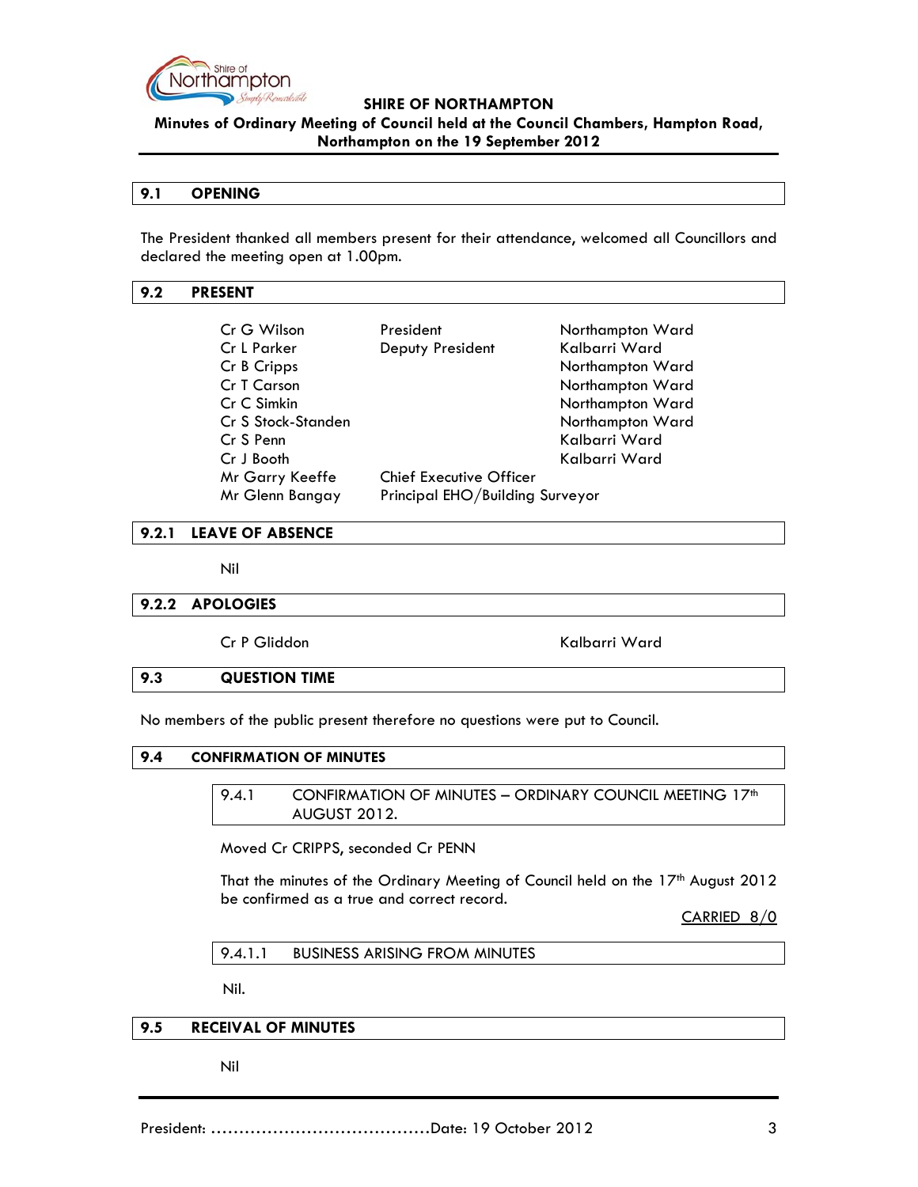## 9.1 OPENING

The President thanked all members present for their attendance, welcomed all Councillors and declared the meeting open at 1.00pm.

## 9.2 PRESENT

| | | |
|---|---|---|
| Cr G Wilson | President | Northampton Ward |
| Cr L Parker | Deputy President | Kalbarri Ward |
| Cr B Cripps | | Northampton Ward |
| Cr T Carson | | Northampton Ward |
| Cr C Simkin | | Northampton Ward |
| Cr S Stock-Standen | | Northampton Ward |
| Cr S Penn | | Kalbarri Ward |
| Cr J Booth | | Kalbarri Ward |
| Mr Garry Keeffe | Chief Executive Officer | |
| Mr Glenn Bangay | Principal EHO/Building Surveyor | |

## 9.2.1 LEAVE OF ABSENCE

Nil

## 9.2.2 APOLOGIES

Cr P Gliddon Kalbarri Ward

## 9.3 QUESTION TIME

No members of the public present therefore no questions were put to Council.

## 9.4 CONFIRMATION OF MINUTES

### 9.4.1 CONFIRMATION OF MINUTES – ORDINARY COUNCIL MEETING 17th AUGUST 2012.

Moved Cr CRIPPS, seconded Cr PENN

That the minutes of the Ordinary Meeting of Council held on the 17th August 2012 be confirmed as a true and correct record.

CARRIED 8/0

#### 9.4.1.1 BUSINESS ARISING FROM MINUTES

Nil.

## 9.5 RECEIVAL OF MINUTES

Nil

President: …………………………………Date: 19 October 2012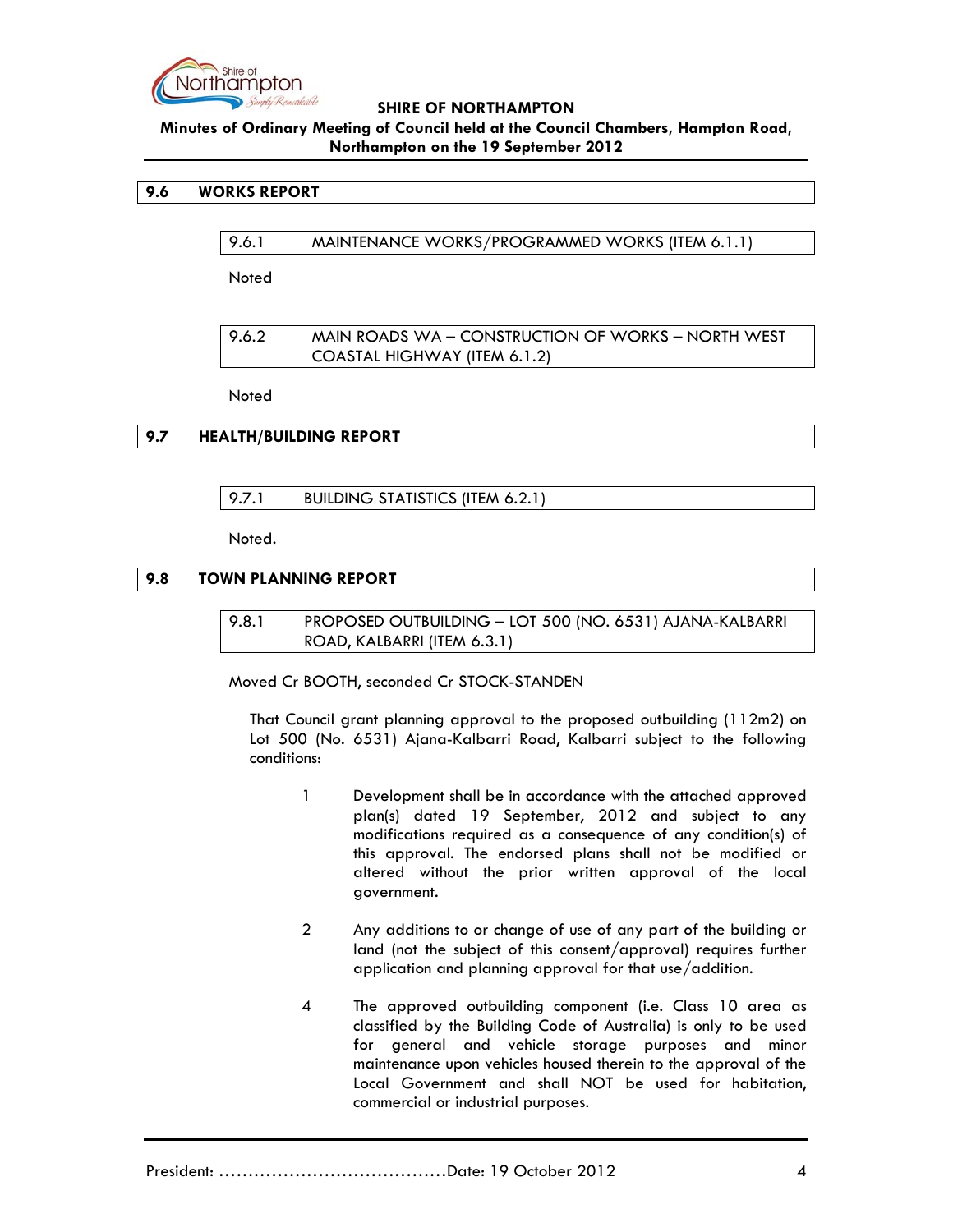## 9.6 WORKS REPORT

### 9.6.1 MAINTENANCE WORKS/PROGRAMMED WORKS (ITEM 6.1.1)

Noted

### 9.6.2 MAIN ROADS WA – CONSTRUCTION OF WORKS – NORTH WEST COASTAL HIGHWAY (ITEM 6.1.2)

Noted

## 9.7 HEALTH/BUILDING REPORT

### 9.7.1 BUILDING STATISTICS (ITEM 6.2.1)

Noted.

## 9.8 TOWN PLANNING REPORT

### 9.8.1 PROPOSED OUTBUILDING – LOT 500 (NO. 6531) AJANA-KALBARRI ROAD, KALBARRI (ITEM 6.3.1)

Moved Cr BOOTH, seconded Cr STOCK-STANDEN

That Council grant planning approval to the proposed outbuilding (112m2) on Lot 500 (No. 6531) Ajana-Kalbarri Road, Kalbarri subject to the following conditions:

1. Development shall be in accordance with the attached approved plan(s) dated 19 September, 2012 and subject to any modifications required as a consequence of any condition(s) of this approval. The endorsed plans shall not be modified or altered without the prior written approval of the local government.

2. Any additions to or change of use of any part of the building or land (not the subject of this consent/approval) requires further application and planning approval for that use/addition.

4. The approved outbuilding component (i.e. Class 10 area as classified by the Building Code of Australia) is only to be used for general and vehicle storage purposes and minor maintenance upon vehicles housed therein to the approval of the Local Government and shall NOT be used for habitation, commercial or industrial purposes.

President: ......................................Date: 19 October 2012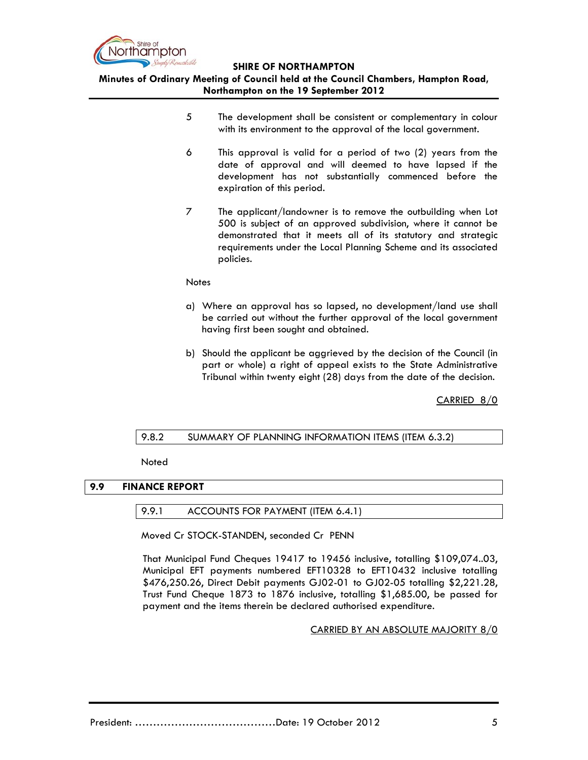5. The development shall be consistent or complementary in colour with its environment to the approval of the local government.

6. This approval is valid for a period of two (2) years from the date of approval and will deemed to have lapsed if the development has not substantially commenced before the expiration of this period.

7. The applicant/landowner is to remove the outbuilding when Lot 500 is subject of an approved subdivision, where it cannot be demonstrated that it meets all of its statutory and strategic requirements under the Local Planning Scheme and its associated policies.

Notes

a) Where an approval has so lapsed, no development/land use shall be carried out without the further approval of the local government having first been sought and obtained.

b) Should the applicant be aggrieved by the decision of the Council (in part or whole) a right of appeal exists to the State Administrative Tribunal within twenty eight (28) days from the date of the decision.

CARRIED 8/0

#### 9.8.2 SUMMARY OF PLANNING INFORMATION ITEMS (ITEM 6.3.2)

Noted

## 9.9 FINANCE REPORT

#### 9.9.1 ACCOUNTS FOR PAYMENT (ITEM 6.4.1)

Moved Cr STOCK-STANDEN, seconded Cr PENN

That Municipal Fund Cheques 19417 to 19456 inclusive, totalling $109,074..03, Municipal EFT payments numbered EFT10328 to EFT10432 inclusive totalling $476,250.26, Direct Debit payments GJ02-01 to GJ02-05 totalling $2,221.28, Trust Fund Cheque 1873 to 1876 inclusive, totalling $1,685.00, be passed for payment and the items therein be declared authorised expenditure.

CARRIED BY AN ABSOLUTE MAJORITY 8/0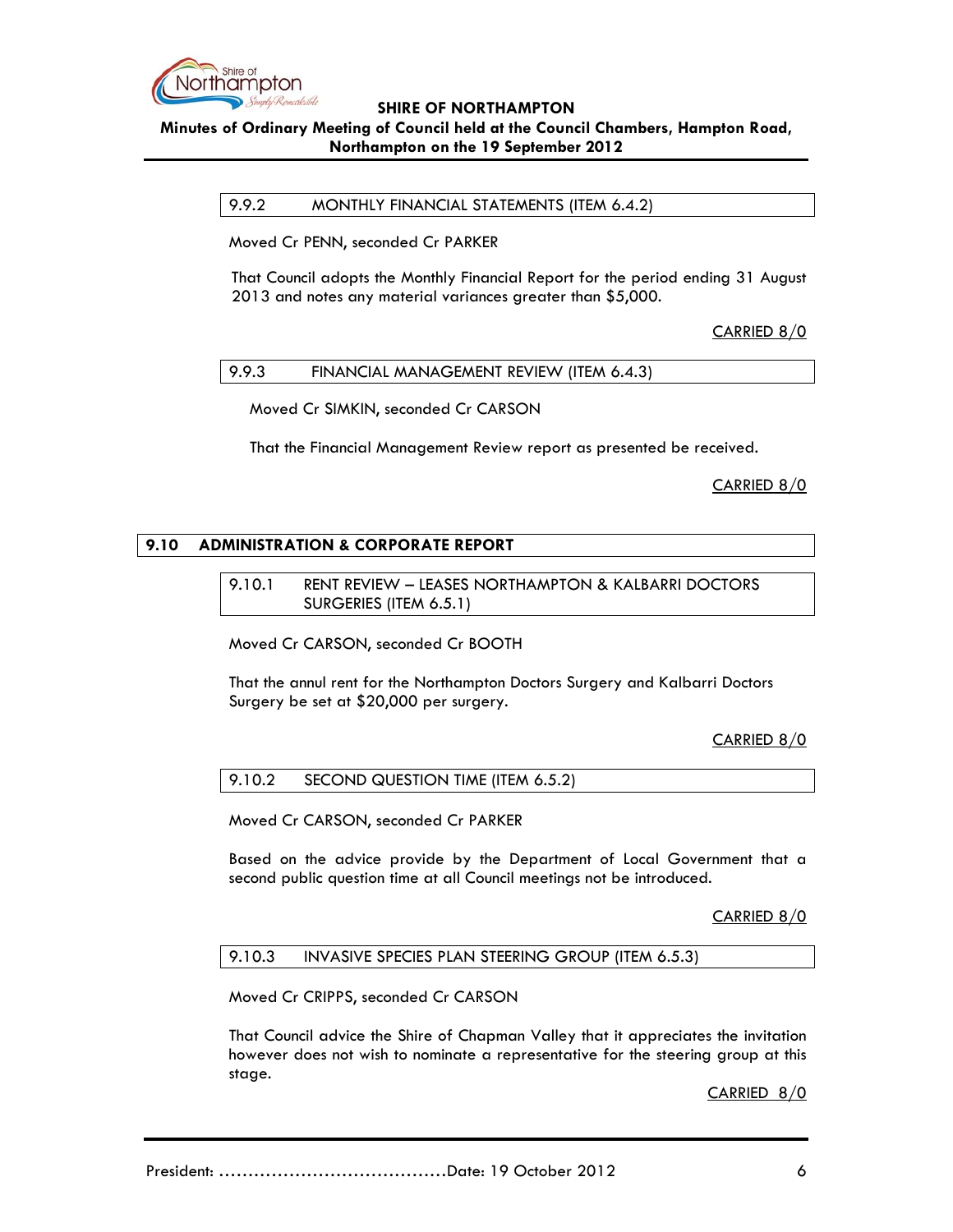### 9.9.2 MONTHLY FINANCIAL STATEMENTS (ITEM 6.4.2)

Moved Cr PENN, seconded Cr PARKER

That Council adopts the Monthly Financial Report for the period ending 31 August 2013 and notes any material variances greater than $5,000.

CARRIED 8/0

### 9.9.3 FINANCIAL MANAGEMENT REVIEW (ITEM 6.4.3)

Moved Cr SIMKIN, seconded Cr CARSON

That the Financial Management Review report as presented be received.

CARRIED 8/0

## 9.10 ADMINISTRATION & CORPORATE REPORT

### 9.10.1 RENT REVIEW – LEASES NORTHAMPTON & KALBARRI DOCTORS SURGERIES (ITEM 6.5.1)

Moved Cr CARSON, seconded Cr BOOTH

That the annul rent for the Northampton Doctors Surgery and Kalbarri Doctors Surgery be set at $20,000 per surgery.

CARRIED 8/0

### 9.10.2 SECOND QUESTION TIME (ITEM 6.5.2)

Moved Cr CARSON, seconded Cr PARKER

Based on the advice provide by the Department of Local Government that a second public question time at all Council meetings not be introduced.

CARRIED 8/0

### 9.10.3 INVASIVE SPECIES PLAN STEERING GROUP (ITEM 6.5.3)

Moved Cr CRIPPS, seconded Cr CARSON

That Council advice the Shire of Chapman Valley that it appreciates the invitation however does not wish to nominate a representative for the steering group at this stage.

CARRIED 8/0

President: ……………………………………Date: 19 October 2012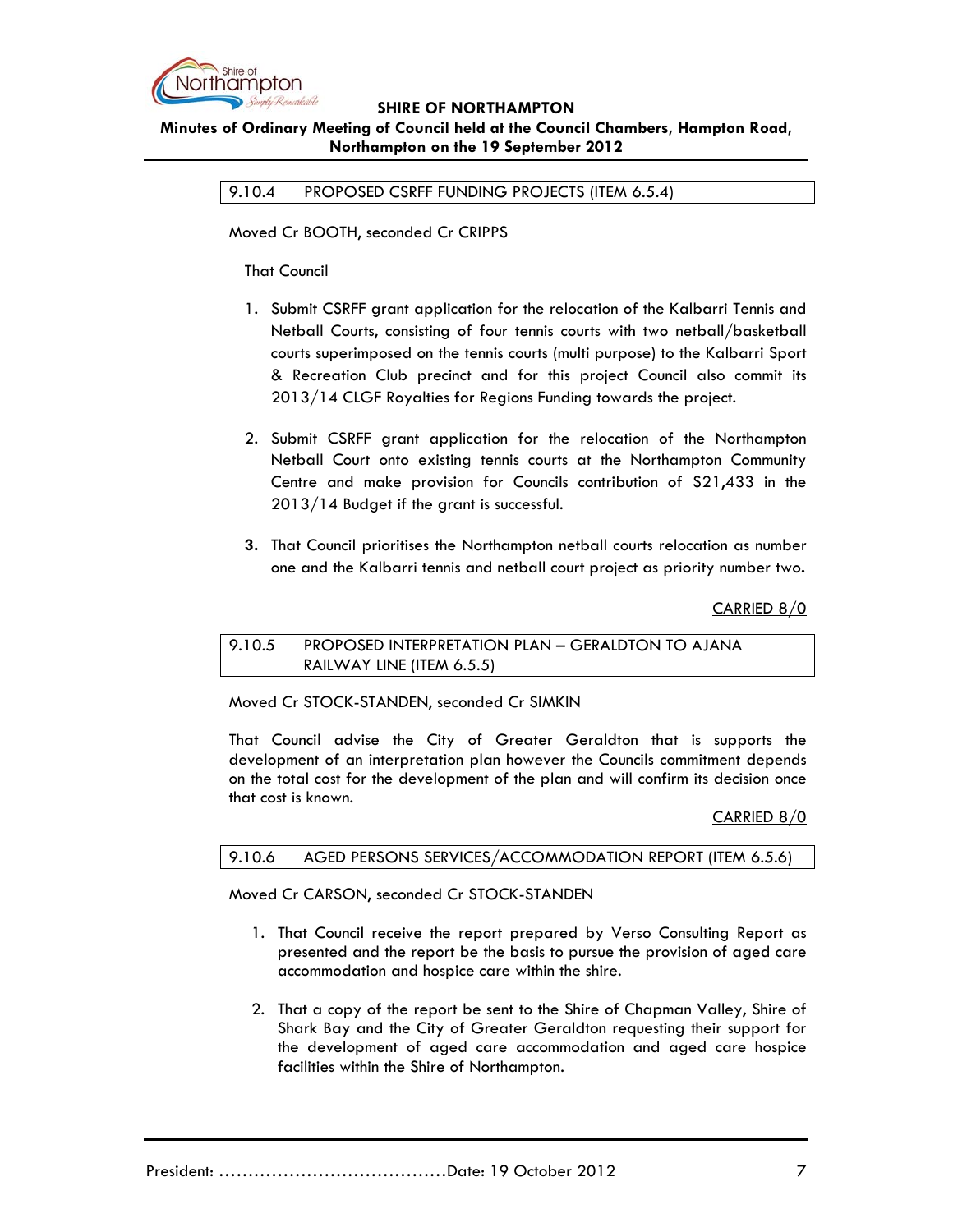### 9.10.4 PROPOSED CSRFF FUNDING PROJECTS (ITEM 6.5.4)

Moved Cr BOOTH, seconded Cr CRIPPS

That Council

1. Submit CSRFF grant application for the relocation of the Kalbarri Tennis and Netball Courts, consisting of four tennis courts with two netball/basketball courts superimposed on the tennis courts (multi purpose) to the Kalbarri Sport & Recreation Club precinct and for this project Council also commit its 2013/14 CLGF Royalties for Regions Funding towards the project.

2. Submit CSRFF grant application for the relocation of the Northampton Netball Court onto existing tennis courts at the Northampton Community Centre and make provision for Councils contribution of $21,433 in the 2013/14 Budget if the grant is successful.

3. That Council prioritises the Northampton netball courts relocation as number one and the Kalbarri tennis and netball court project as priority number two.

CARRIED 8/0

### 9.10.5 PROPOSED INTERPRETATION PLAN – GERALDTON TO AJANA RAILWAY LINE (ITEM 6.5.5)

Moved Cr STOCK-STANDEN, seconded Cr SIMKIN

That Council advise the City of Greater Geraldton that is supports the development of an interpretation plan however the Councils commitment depends on the total cost for the development of the plan and will confirm its decision once that cost is known.

CARRIED 8/0

### 9.10.6 AGED PERSONS SERVICES/ACCOMMODATION REPORT (ITEM 6.5.6)

Moved Cr CARSON, seconded Cr STOCK-STANDEN

1. That Council receive the report prepared by Verso Consulting Report as presented and the report be the basis to pursue the provision of aged care accommodation and hospice care within the shire.

2. That a copy of the report be sent to the Shire of Chapman Valley, Shire of Shark Bay and the City of Greater Geraldton requesting their support for the development of aged care accommodation and aged care hospice facilities within the Shire of Northampton.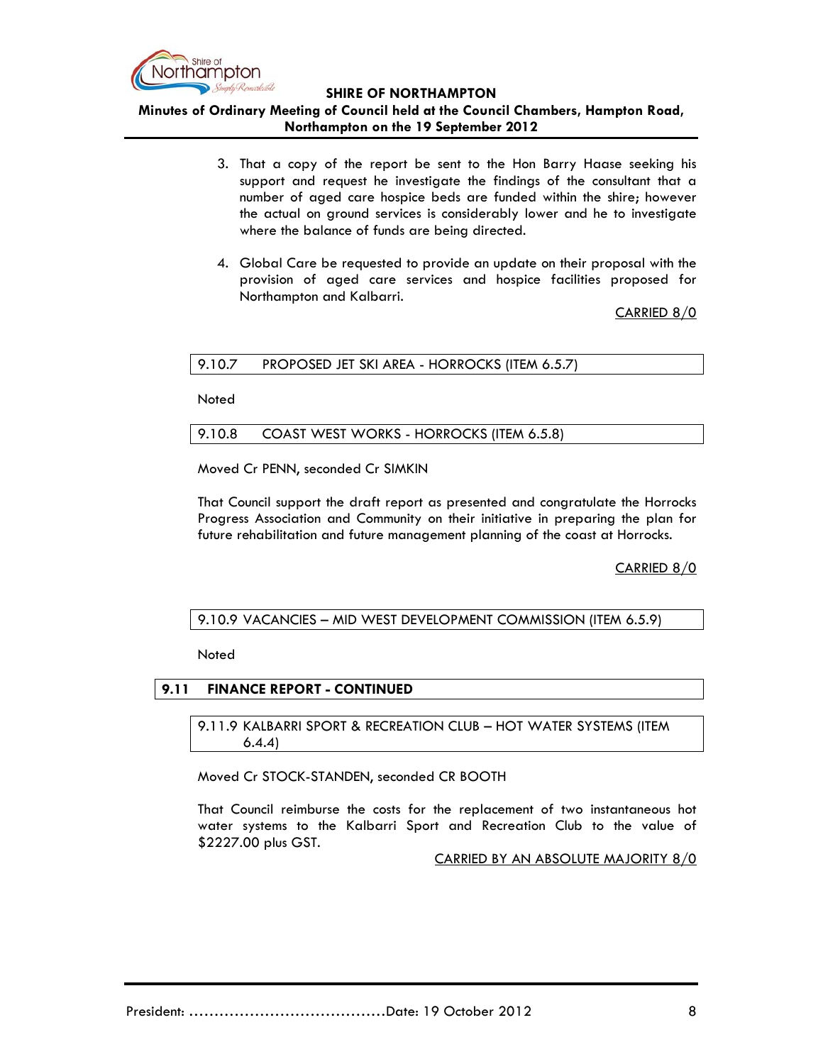3. That a copy of the report be sent to the Hon Barry Haase seeking his support and request he investigate the findings of the consultant that a number of aged care hospice beds are funded within the shire; however the actual on ground services is considerably lower and he to investigate where the balance of funds are being directed.

4. Global Care be requested to provide an update on their proposal with the provision of aged care services and hospice facilities proposed for Northampton and Kalbarri.

CARRIED 8/0

### 9.10.7 PROPOSED JET SKI AREA - HORROCKS (ITEM 6.5.7)

Noted

### 9.10.8 COAST WEST WORKS - HORROCKS (ITEM 6.5.8)

Moved Cr PENN, seconded Cr SIMKIN

That Council support the draft report as presented and congratulate the Horrocks Progress Association and Community on their initiative in preparing the plan for future rehabilitation and future management planning of the coast at Horrocks.

CARRIED 8/0

### 9.10.9 VACANCIES – MID WEST DEVELOPMENT COMMISSION (ITEM 6.5.9)

Noted

## 9.11 FINANCE REPORT - CONTINUED

### 9.11.9 KALBARRI SPORT & RECREATION CLUB – HOT WATER SYSTEMS (ITEM 6.4.4)

Moved Cr STOCK-STANDEN, seconded CR BOOTH

That Council reimburse the costs for the replacement of two instantaneous hot water systems to the Kalbarri Sport and Recreation Club to the value of $2227.00 plus GST.

CARRIED BY AN ABSOLUTE MAJORITY 8/0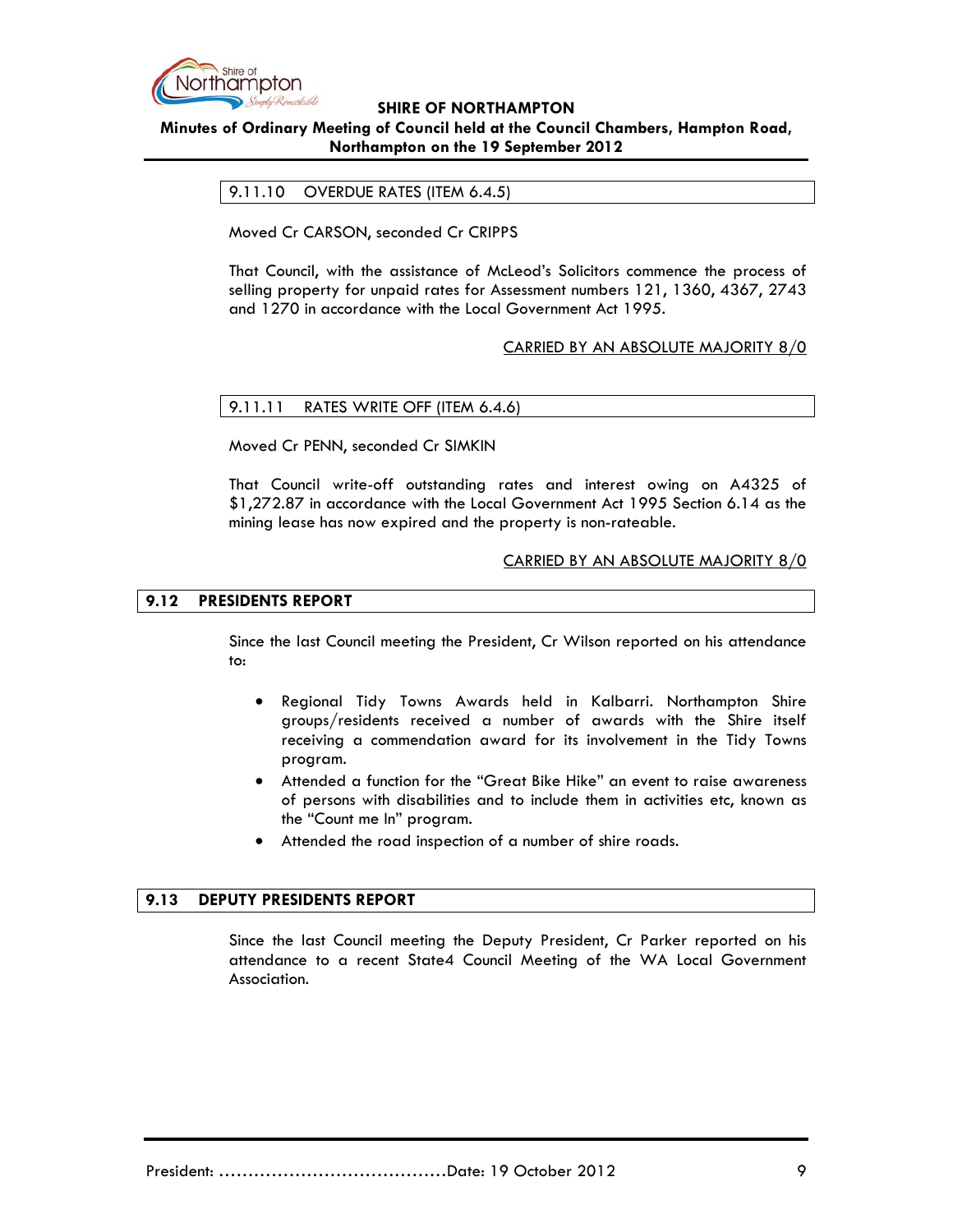#### 9.11.10 OVERDUE RATES (ITEM 6.4.5)

Moved Cr CARSON, seconded Cr CRIPPS

That Council, with the assistance of McLeod's Solicitors commence the process of selling property for unpaid rates for Assessment numbers 121, 1360, 4367, 2743 and 1270 in accordance with the Local Government Act 1995.

CARRIED BY AN ABSOLUTE MAJORITY 8/0

#### 9.11.11 RATES WRITE OFF (ITEM 6.4.6)

Moved Cr PENN, seconded Cr SIMKIN

That Council write-off outstanding rates and interest owing on A4325 of $1,272.87 in accordance with the Local Government Act 1995 Section 6.14 as the mining lease has now expired and the property is non-rateable.

CARRIED BY AN ABSOLUTE MAJORITY 8/0

### 9.12 PRESIDENTS REPORT

Since the last Council meeting the President, Cr Wilson reported on his attendance to:

- Regional Tidy Towns Awards held in Kalbarri. Northampton Shire groups/residents received a number of awards with the Shire itself receiving a commendation award for its involvement in the Tidy Towns program.
- Attended a function for the "Great Bike Hike" an event to raise awareness of persons with disabilities and to include them in activities etc, known as the "Count me In" program.
- Attended the road inspection of a number of shire roads.

### 9.13 DEPUTY PRESIDENTS REPORT

Since the last Council meeting the Deputy President, Cr Parker reported on his attendance to a recent State4 Council Meeting of the WA Local Government Association.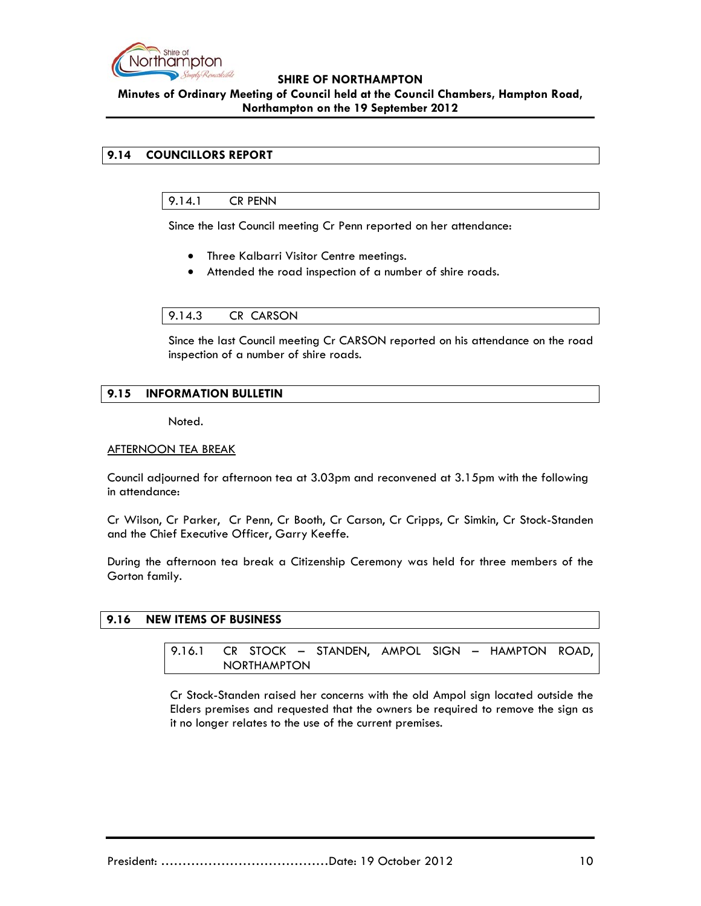## 9.14 COUNCILLORS REPORT

### 9.14.1 CR PENN

Since the last Council meeting Cr Penn reported on her attendance:

- Three Kalbarri Visitor Centre meetings.
- Attended the road inspection of a number of shire roads.

### 9.14.3 CR CARSON

Since the last Council meeting Cr CARSON reported on his attendance on the road inspection of a number of shire roads.

## 9.15 INFORMATION BULLETIN

Noted.

AFTERNOON TEA BREAK

Council adjourned for afternoon tea at 3.03pm and reconvened at 3.15pm with the following in attendance:

Cr Wilson, Cr Parker, Cr Penn, Cr Booth, Cr Carson, Cr Cripps, Cr Simkin, Cr Stock-Standen and the Chief Executive Officer, Garry Keeffe.

During the afternoon tea break a Citizenship Ceremony was held for three members of the Gorton family.

## 9.16 NEW ITEMS OF BUSINESS

### 9.16.1 CR STOCK – STANDEN, AMPOL SIGN – HAMPTON ROAD, NORTHAMPTON

Cr Stock-Standen raised her concerns with the old Ampol sign located outside the Elders premises and requested that the owners be required to remove the sign as it no longer relates to the use of the current premises.

President: …………………………………Date: 19 October 2012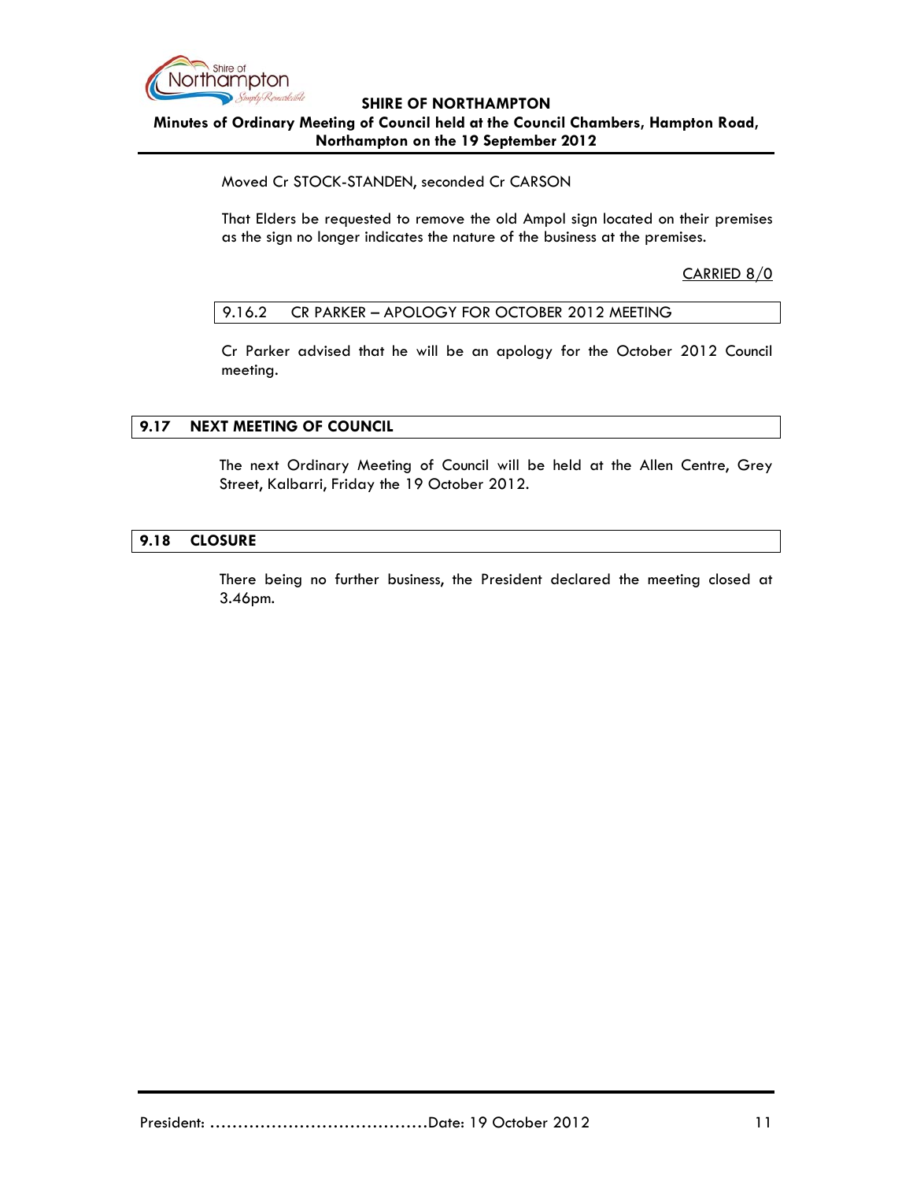Moved Cr STOCK-STANDEN, seconded Cr CARSON

That Elders be requested to remove the old Ampol sign located on their premises as the sign no longer indicates the nature of the business at the premises.

CARRIED 8/0

### 9.16.2 CR PARKER – APOLOGY FOR OCTOBER 2012 MEETING

Cr Parker advised that he will be an apology for the October 2012 Council meeting.

## 9.17 NEXT MEETING OF COUNCIL

The next Ordinary Meeting of Council will be held at the Allen Centre, Grey Street, Kalbarri, Friday the 19 October 2012.

## 9.18 CLOSURE

There being no further business, the President declared the meeting closed at 3.46pm.

President: ……………………………………Date: 19 October 2012